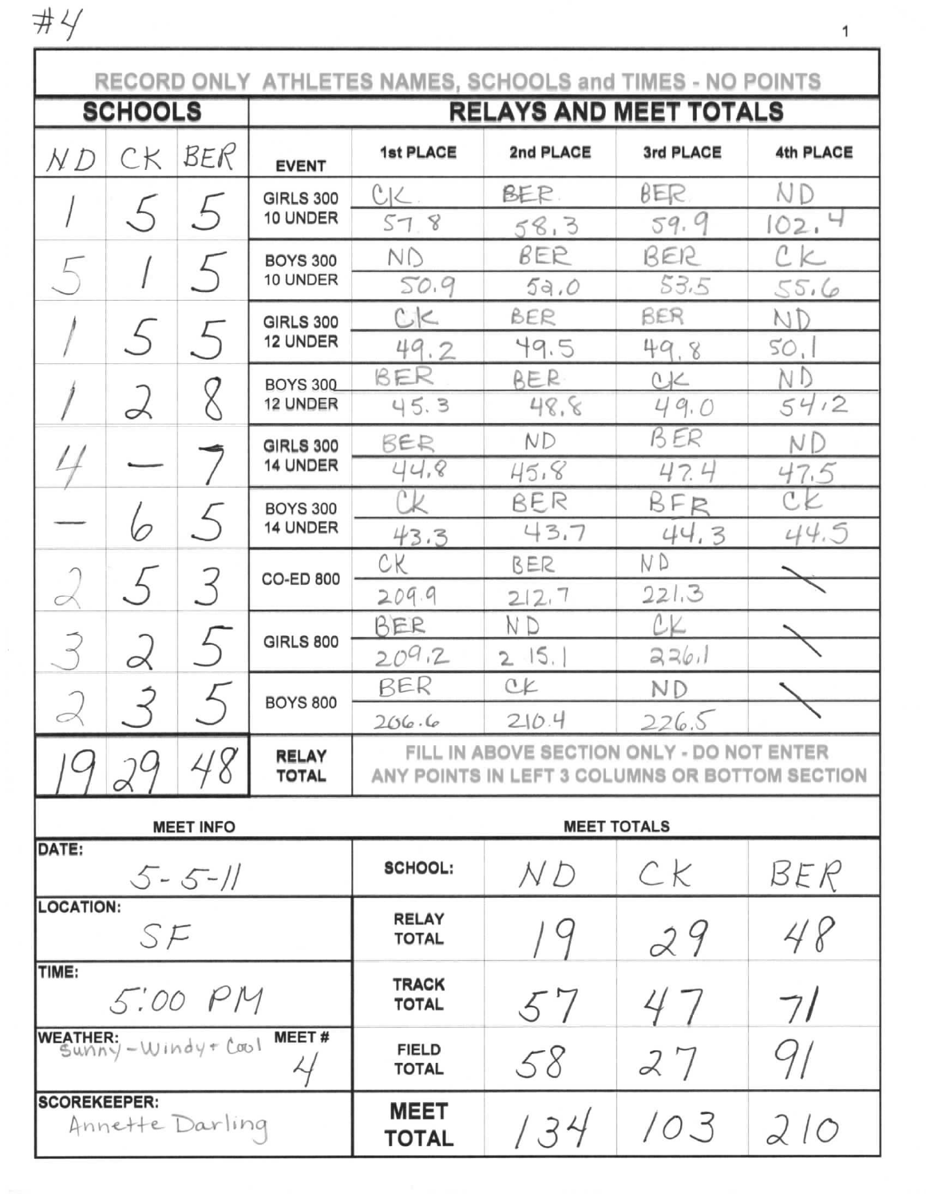#4

**RECORD ONLY ATHLETES NAMES, SCHOOLS and TIMES - NO POINTS**

| SCHOOLS | | | RELAYS AND MEET TOTALS | | | | |
|---|---|---|---|---|---|---|---|
| ND | CK | BER | EVENT | 1st PLACE | 2nd PLACE | 3rd PLACE | 4th PLACE |
| 1 | 5 | 5 | GIRLS 300 10 UNDER | CK 57.8 | BER 58.3 | BER 59.9 | ND 102.4 |
| 5 | 1 | 5 | BOYS 300 10 UNDER | ND 50.9 | BER 52.0 | BER 53.5 | CK 55.6 |
| 1 | 5 | 5 | GIRLS 300 12 UNDER | CK 49.2 | BER 49.5 | BER 49.8 | ND 50.1 |
| 1 | 2 | 8 | BOYS 300 12 UNDER | BER 45.3 | BER 48.8 | CK 49.0 | ND 54.2 |
| 4 | — | 7 | GIRLS 300 14 UNDER | BER 44.8 | ND 45.8 | BER 47.4 | ND 47.5 |
| — | 6 | 5 | BOYS 300 14 UNDER | CK 43.3 | BER 43.7 | BER 44.3 | CK 44.5 |
| 2 | 5 | 3 | CO-ED 800 | CK 209.9 | BER 212.7 | ND 221.3 | \ |
| 3 | 2 | 5 | GIRLS 800 | BER 209.2 | ND 215.1 | CK 226.1 | \ |
| 2 | 3 | 5 | BOYS 800 | BER 206.6 | CK 210.4 | ND 226.5 | \ |
| 19 | 29 | 48 | RELAY TOTAL | FILL IN ABOVE SECTION ONLY - DO NOT ENTER ANY POINTS IN LEFT 3 COLUMNS OR BOTTOM SECTION | | | |

| MEET INFO | MEET TOTALS | | | |
|---|---|---|---|---|
| DATE: 5-5-11 | SCHOOL: | ND | CK | BER |
| LOCATION: SF | RELAY TOTAL | 19 | 29 | 48 |
| TIME: 5:00 PM | TRACK TOTAL | 57 | 47 | 71 |
| WEATHER: Sunny - Windy + Cool — MEET # 4 | FIELD TOTAL | 58 | 27 | 91 |
| SCOREKEEPER: Annette Darling | **MEET TOTAL** | 134 | 103 | 210 |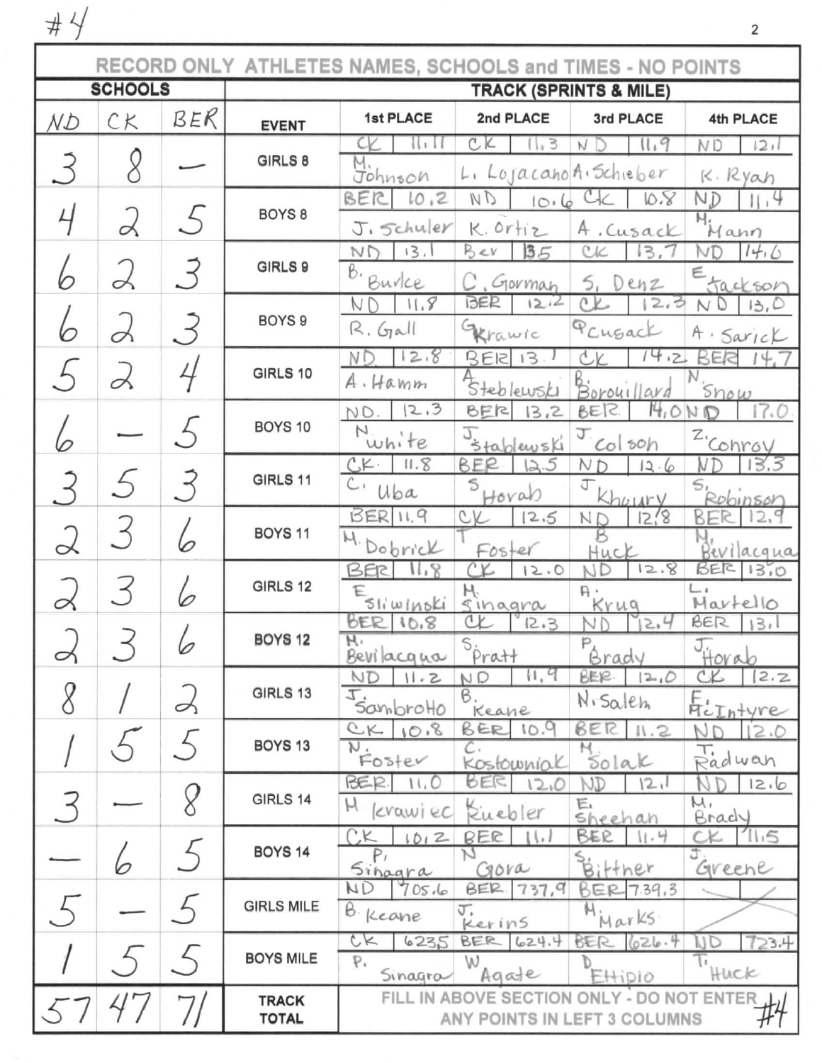#4

| RECORD ONLY ATHLETES NAMES, SCHOOLS and TIMES - NO POINTS | | | | | | | | | | | |
|---|---|---|---|---|---|---|---|---|---|---|---|
| **SCHOOLS** | | | **TRACK (SPRINTS & MILE)** | | | | | | | | |
| ND | CK | BER | EVENT | 1st PLACE | | 2nd PLACE | | 3rd PLACE | | 4th PLACE | |
| 3 | 8 | — | GIRLS 8 | CK | 11.11 | CK | 11.3 | ND | 11.9 | ND | 12.1 |
| | | | | M. Johnson | | L. Lojacano | | A. Schieber | | K. Ryan | |
| 4 | 2 | 5 | BOYS 8 | BER | 10.2 | ND | 10.6 | CK | 10.8 | ND | 11.4 |
| | | | | J. Schuler | | K. Ortiz | | A. Cusack | | H. Mann | |
| 6 | 2 | 3 | GIRLS 9 | ND | 13.1 | Ber | 13.5 | CK | 13.7 | ND | 14.6 |
| | | | | B. Burke | | C. Gorman | | S. Denz | | E. Jackson | |
| 6 | 2 | 3 | BOYS 9 | ND | 11.8 | BER | 12.2 | CK | 12.3 | ND | 13.0 |
| | | | | R. Gall | | G. Krawic | | P. Cusack | | A. Sarick | |
| 5 | 2 | 4 | GIRLS 10 | ND | 12.8 | BER | 13.1 | CK | 14.2 | BER | 14.7 |
| | | | | A. Hamm | | A. Steblewski | | B. Borouillard | | N. Snow | |
| 6 | — | 5 | BOYS 10 | ND. | 12.3 | BER | 13.2 | BER | 14.0 | ND | 17.0 |
| | | | | N. White | | J. Stablewski | | J. Colson | | Z. Conroy | |
| 3 | 5 | 3 | GIRLS 11 | CK. | 11.8 | BER | 12.5 | ND | 12.6 | ND | 13.3 |
| | | | | C. Uba | | S. Horab | | J. Khoury | | S. Robinson | |
| 2 | 3 | 6 | BOYS 11 | BER | 11.9 | CK | 12.5 | ND | 12.8 | BER | 12.9 |
| | | | | M. Dobrick | | T. Foster | | B. Huck | | M. Bevilacqua | |
| 2 | 3 | 6 | GIRLS 12 | BER | 11.8 | CK | 12.0 | ND | 12.8 | BER | 13.0 |
| | | | | E. Sliwinski | | M. Sinagra | | A. Krug | | L. Martello | |
| 2 | 3 | 6 | BOYS 12 | BER | 10.8 | CK | 12.3 | ND | 12.4 | BER | 13.1 |
| | | | | M. Bevilacqua | | S. Pratt | | P. Brady | | J. Horab | |
| 8 | 1 | 2 | GIRLS 13 | ND | 11.2 | ND | 11.9 | BER. | 12.0 | CK | 12.2 |
| | | | | J. Sambrotto | | B. Keane | | N. Saleh | | F. McIntyre | |
| 1 | 5 | 5 | BOYS 13 | CK | 10.8 | BER | 10.9 | BER | 11.2 | ND | 12.0 |
| | | | | N. Foster | | C. Kostowniak | | M. Solak | | T. Radwan | |
| 3 | — | 8 | GIRLS 14 | BER. | 11.0 | BER | 12.0 | ND | 12.1 | ND | 12.6 |
| | | | | H. Krawiec | | K. Kuebler | | E. Sheehan | | M. Brady | |
| — | 6 | 5 | BOYS 14 | CK | 10.2 | BER | 11.1 | BER | 11.4 | CK | 11.5 |
| | | | | P. Sinagra | | N. Gora | | S. Bittner | | J. Greene | |
| 5 | — | 5 | GIRLS MILE | ND | 7:05.6 | BER | 7:37.9 | BER | 7:39.3 | | |
| | | | | B. Keane | | J. Kerins | | M. Marks | | | |
| 1 | 5 | 5 | BOYS MILE | CK | 6:23.5 | BER | 6:24.4 | BER | 6:26.4 | ND | 7:23.4 |
| | | | | P. Sinagra | | W. Agate | | D. Ettipio | | T. Huck | |
| 57 | 47 | 71 | TRACK TOTAL | FILL IN ABOVE SECTION ONLY - DO NOT ENTER ANY POINTS IN LEFT 3 COLUMNS | | | | | | | |

#4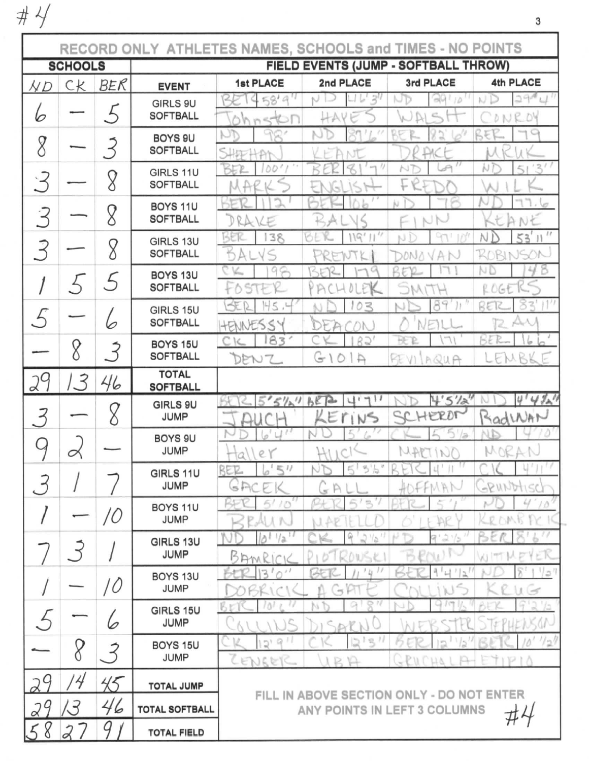#4

| RECORD ONLY ATHLETES NAMES, SCHOOLS and TIMES - NO POINTS | | | | | | | |
|---|---|---|---|---|---|---|---|
| **SCHOOLS** | | | **FIELD EVENTS (JUMP - SOFTBALL THROW)** | | | | |
| ND | CK | BER | EVENT | 1st PLACE | 2nd PLACE | 3rd PLACE | 4th PLACE |
| 6 | — | 5 | GIRLS 9U SOFTBALL | BER 58'9" Johnston | ND 46'3" HAYES | ND 29'10" WALSH | ND 29'4" CONROY |
| 8 | — | 3 | BOYS 9U SOFTBALL | ND 98' SHEEHAN | ND 89'6" KEANE | BER 82'6" DRAKE | BER 79 MRUK |
| 3 | — | 8 | GIRLS 11U SOFTBALL | BER 100'1" MARKS | BER 81'7" ENGLISH | ND 69" FREDO | ND 51'3" WILK |
| 3 | — | 8 | BOYS 11U SOFTBALL | BER 112' DRAKE | BER 106" BALYS | ND 78 FINN | ND 77.6 KEANE |
| 3 | — | 8 | GIRLS 13U SOFTBALL | BER 138 BALYS | BER 119'11" PRENTKI | ND 97'10" DONOVAN | ND 53'11" ROBINSON |
| 1 | 5 | 5 | BOYS 13U SOFTBALL | CK 198 FOSTER | BER 179 PACHOLEK | BER 171 SMITH | ND 148 ROGERS |
| 5 | — | 6 | GIRLS 15U SOFTBALL | BER 145.4' HENNESSY | ND 103 DEACON | ND 89'11" O'NEILL | BER 83'11" RAY |
| — | 8 | 3 | BOYS 15U SOFTBALL | CK 183' DENZ | CK 182' GIOIA | BER 171' BEVILAQUA | BER 166' LEMBKE |
| 29 | 13 | 46 | TOTAL SOFTBALL | | | | |
| 3 | — | 8 | GIRLS 9U JUMP | BER 5'5½" JAUCH | BER 4'7" KERINS | ND 4'5½" SCHERON | ND 4'4½" RadWAN |
| 9 | 2 | — | BOYS 9U JUMP | ND 6'4" Haller | ND 5'6" HUCK | CK 5'5½" MARTINO | ND 4'10" MORAN |
| 3 | 1 | 7 | GIRLS 11U JUMP | BER 6'5" GACEK | ND 5'3½" GALL | BER 4'11" HOFFMAN | CK 4'11" Grundtisch |
| 1 | — | 10 | BOYS 11U JUMP | BER 5'10" BRAUN | BER 5'3" MARTELLO | BER 5'1" O'LEARY | ND 4'10" KROMBECK |
| 7 | 3 | 1 | GIRLS 13U JUMP | ND 10'½" BAMRICK | CK 9'2½" PIOTROWSKI | ND 9'2½" BROWN | BER 8'6" WITMEYER |
| 1 | — | 10 | BOYS 13U JUMP | BER 13'0" DOBRICK | BER 11'4" AGATE | BER 9'4½" COLLINS | ND 8'1½" KRUG |
| 5 | — | 6 | GIRLS 15U JUMP | BER 10'6" COLLINS | ND 9'8" DISARNO | ND 9'7½" WEBSTER | BER 9'2½" STEPHENSON |
| — | 8 | 3 | BOYS 15U JUMP | CK 12'9" ZENGER | CK 12'3" UBA | BER 12'½" GRUCHALA | BER 10'½" ETIPIO |
| 29 | 14 | 45 | TOTAL JUMP | FILL IN ABOVE SECTION ONLY - DO NOT ENTER ANY POINTS IN LEFT 3 COLUMNS | | | |
| 29 | 13 | 46 | TOTAL SOFTBALL | | | | |
| 58 | 27 | 91 | TOTAL FIELD | | | | |

#4